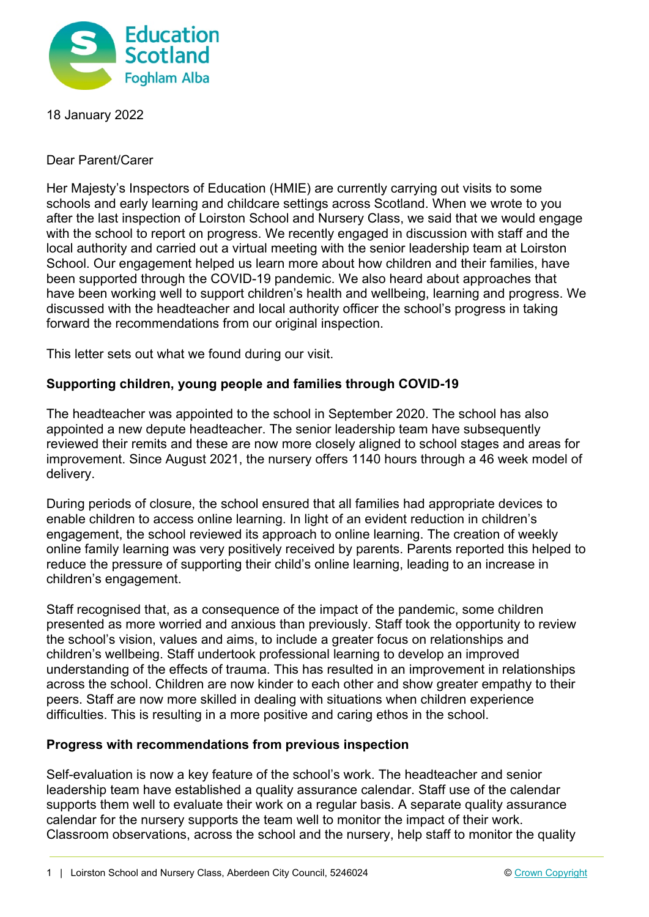18 January 2022

Dear Parent/Carer

Her Majesty's Inspectors of Education (HMIE) are currently carrying out visits to some schools and early learning and childcare settings across Scotland. When we wrote to you after the last inspection of Loirston School and Nursery Class, we said that we would engage with the school to report on progress. We recently engaged in discussion with staff and the local authority and carried out a virtual meeting with the senior leadership team at Loirston School. Our engagement helped us learn more about how children and their families, have been supported through the COVID-19 pandemic. We also heard about approaches that have been working well to support children's health and wellbeing, learning and progress. We discussed with the headteacher and local authority officer the school's progress in taking forward the recommendations from our original inspection.

This letter sets out what we found during our visit.

## Supporting children, young people and families through COVID-19

The headteacher was appointed to the school in September 2020. The school has also appointed a new depute headteacher. The senior leadership team have subsequently reviewed their remits and these are now more closely aligned to school stages and areas for improvement. Since August 2021, the nursery offers 1140 hours through a 46 week model of delivery.

During periods of closure, the school ensured that all families had appropriate devices to enable children to access online learning. In light of an evident reduction in children's engagement, the school reviewed its approach to online learning. The creation of weekly online family learning was very positively received by parents. Parents reported this helped to reduce the pressure of supporting their child's online learning, leading to an increase in children's engagement.

Staff recognised that, as a consequence of the impact of the pandemic, some children presented as more worried and anxious than previously. Staff took the opportunity to review the school's vision, values and aims, to include a greater focus on relationships and children's wellbeing. Staff undertook professional learning to develop an improved understanding of the effects of trauma. This has resulted in an improvement in relationships across the school. Children are now kinder to each other and show greater empathy to their peers. Staff are now more skilled in dealing with situations when children experience difficulties. This is resulting in a more positive and caring ethos in the school.

## Progress with recommendations from previous inspection

Self-evaluation is now a key feature of the school's work. The headteacher and senior leadership team have established a quality assurance calendar. Staff use of the calendar supports them well to evaluate their work on a regular basis. A separate quality assurance calendar for the nursery supports the team well to monitor the impact of their work. Classroom observations, across the school and the nursery, help staff to monitor the quality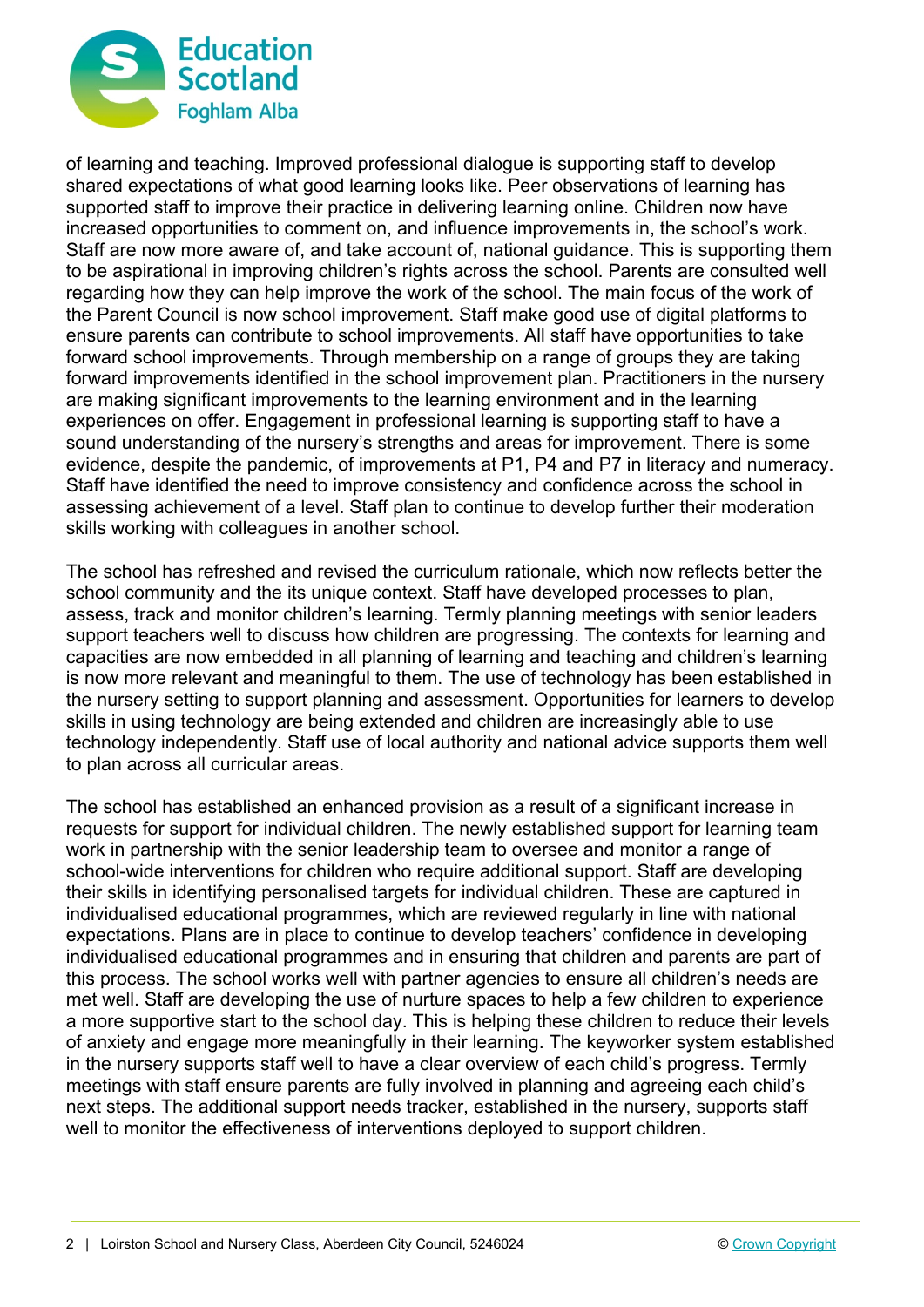of learning and teaching. Improved professional dialogue is supporting staff to develop shared expectations of what good learning looks like. Peer observations of learning has supported staff to improve their practice in delivering learning online. Children now have increased opportunities to comment on, and influence improvements in, the school's work. Staff are now more aware of, and take account of, national guidance. This is supporting them to be aspirational in improving children's rights across the school. Parents are consulted well regarding how they can help improve the work of the school. The main focus of the work of the Parent Council is now school improvement. Staff make good use of digital platforms to ensure parents can contribute to school improvements. All staff have opportunities to take forward school improvements. Through membership on a range of groups they are taking forward improvements identified in the school improvement plan. Practitioners in the nursery are making significant improvements to the learning environment and in the learning experiences on offer. Engagement in professional learning is supporting staff to have a sound understanding of the nursery's strengths and areas for improvement. There is some evidence, despite the pandemic, of improvements at P1, P4 and P7 in literacy and numeracy. Staff have identified the need to improve consistency and confidence across the school in assessing achievement of a level. Staff plan to continue to develop further their moderation skills working with colleagues in another school.

The school has refreshed and revised the curriculum rationale, which now reflects better the school community and the its unique context. Staff have developed processes to plan, assess, track and monitor children's learning. Termly planning meetings with senior leaders support teachers well to discuss how children are progressing. The contexts for learning and capacities are now embedded in all planning of learning and teaching and children's learning is now more relevant and meaningful to them. The use of technology has been established in the nursery setting to support planning and assessment. Opportunities for learners to develop skills in using technology are being extended and children are increasingly able to use technology independently. Staff use of local authority and national advice supports them well to plan across all curricular areas.

The school has established an enhanced provision as a result of a significant increase in requests for support for individual children. The newly established support for learning team work in partnership with the senior leadership team to oversee and monitor a range of school-wide interventions for children who require additional support. Staff are developing their skills in identifying personalised targets for individual children. These are captured in individualised educational programmes, which are reviewed regularly in line with national expectations. Plans are in place to continue to develop teachers' confidence in developing individualised educational programmes and in ensuring that children and parents are part of this process. The school works well with partner agencies to ensure all children's needs are met well. Staff are developing the use of nurture spaces to help a few children to experience a more supportive start to the school day. This is helping these children to reduce their levels of anxiety and engage more meaningfully in their learning. The keyworker system established in the nursery supports staff well to have a clear overview of each child's progress. Termly meetings with staff ensure parents are fully involved in planning and agreeing each child's next steps. The additional support needs tracker, established in the nursery, supports staff well to monitor the effectiveness of interventions deployed to support children.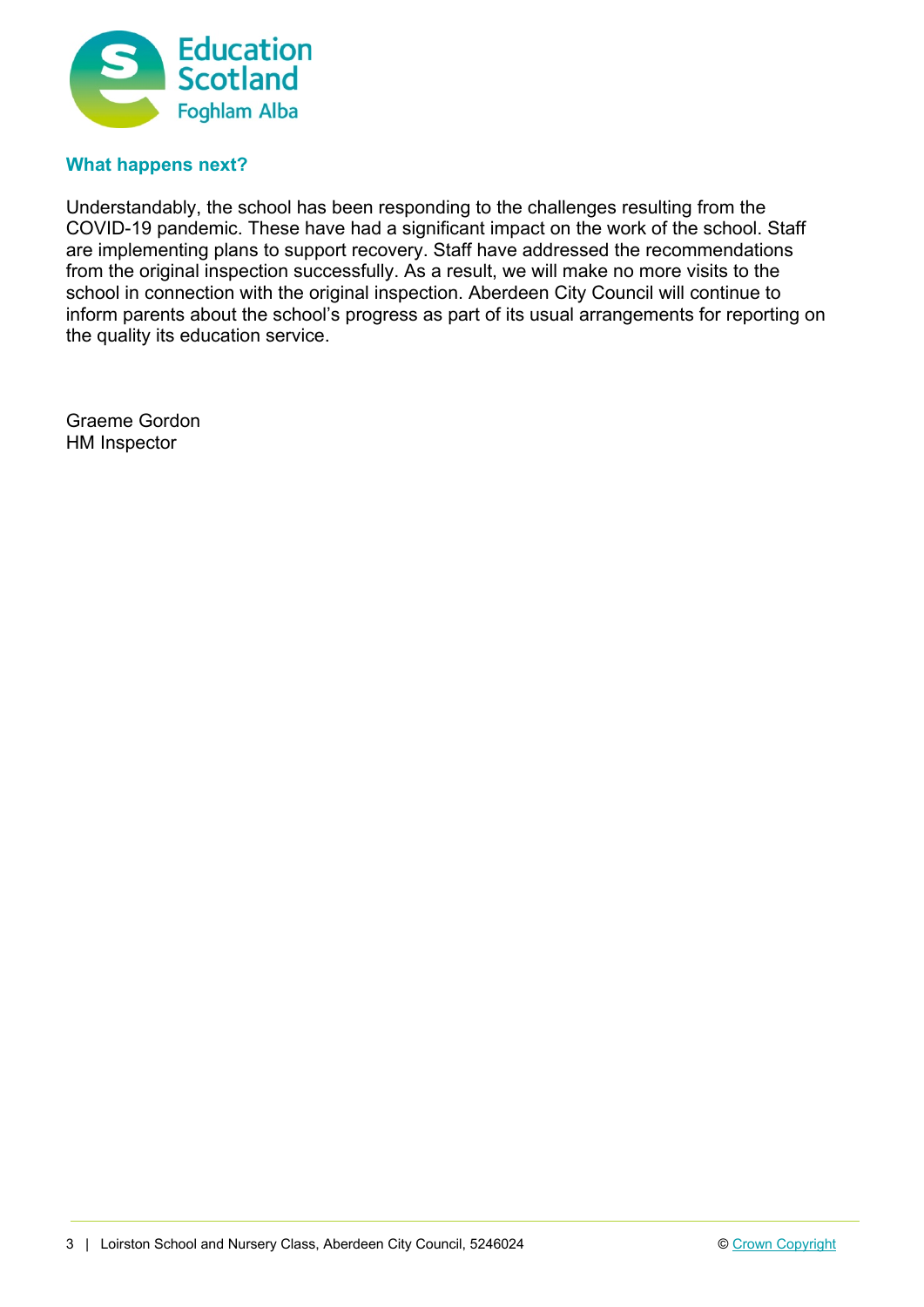## What happens next?

Understandably, the school has been responding to the challenges resulting from the COVID-19 pandemic. These have had a significant impact on the work of the school. Staff are implementing plans to support recovery. Staff have addressed the recommendations from the original inspection successfully. As a result, we will make no more visits to the school in connection with the original inspection. Aberdeen City Council will continue to inform parents about the school's progress as part of its usual arrangements for reporting on the quality its education service.

Graeme Gordon
HM Inspector